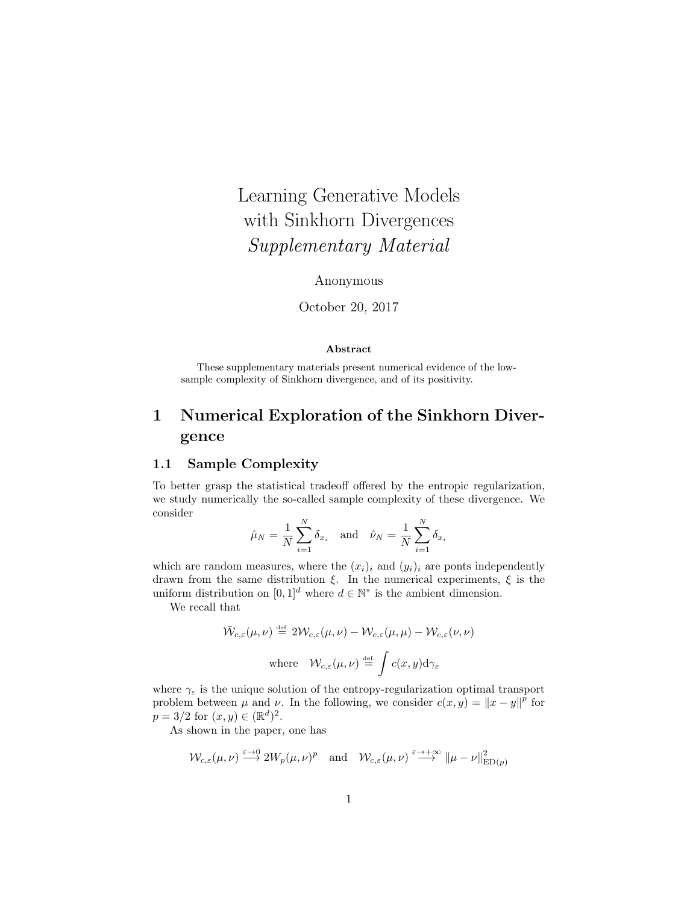# Learning Generative Models with Sinkhorn Divergences *Supplementary Material*

Anonymous

October 20, 2017

**Abstract**

These supplementary materials present numerical evidence of the low-sample complexity of Sinkhorn divergence, and of its positivity.

## 1 Numerical Exploration of the Sinkhorn Divergence

### 1.1 Sample Complexity

To better grasp the statistical tradeoff offered by the entropic regularization, we study numerically the so-called sample complexity of these divergence. We consider

$$\hat{\mu}_N = \frac{1}{N}\sum_{i=1}^{N} \delta_{x_i} \quad \text{and} \quad \hat{\nu}_N = \frac{1}{N}\sum_{i=1}^{N} \delta_{x_i}$$

which are random measures, where the $(x_i)_i$ and $(y_i)_i$ are ponts independently drawn from the same distribution $\xi$. In the numerical experiments, $\xi$ is the uniform distribution on $[0,1]^d$ where $d \in \mathbb{N}^*$ is the ambient dimension.

We recall that

$$\bar{\mathcal{W}}_{c,\varepsilon}(\mu,\nu) \stackrel{\text{def.}}{=} 2\mathcal{W}_{c,\varepsilon}(\mu,\nu) - \mathcal{W}_{c,\varepsilon}(\mu,\mu) - \mathcal{W}_{c,\varepsilon}(\nu,\nu)$$

$$\text{where} \quad \mathcal{W}_{c,\varepsilon}(\mu,\nu) \stackrel{\text{def.}}{=} \int c(x,y)\mathrm{d}\gamma_\varepsilon$$

where $\gamma_\varepsilon$ is the unique solution of the entropy-regularization optimal transport problem between $\mu$ and $\nu$. In the following, we consider $c(x,y) = \|x-y\|^p$ for $p = 3/2$ for $(x,y) \in (\mathbb{R}^d)^2$.

As shown in the paper, one has

$$\mathcal{W}_{c,\varepsilon}(\mu,\nu) \stackrel{\varepsilon \to 0}{\longrightarrow} 2W_p(\mu,\nu)^p \quad \text{and} \quad \mathcal{W}_{c,\varepsilon}(\mu,\nu) \stackrel{\varepsilon \to +\infty}{\longrightarrow} \|\mu - \nu\|^2_{\mathrm{ED}(p)}$$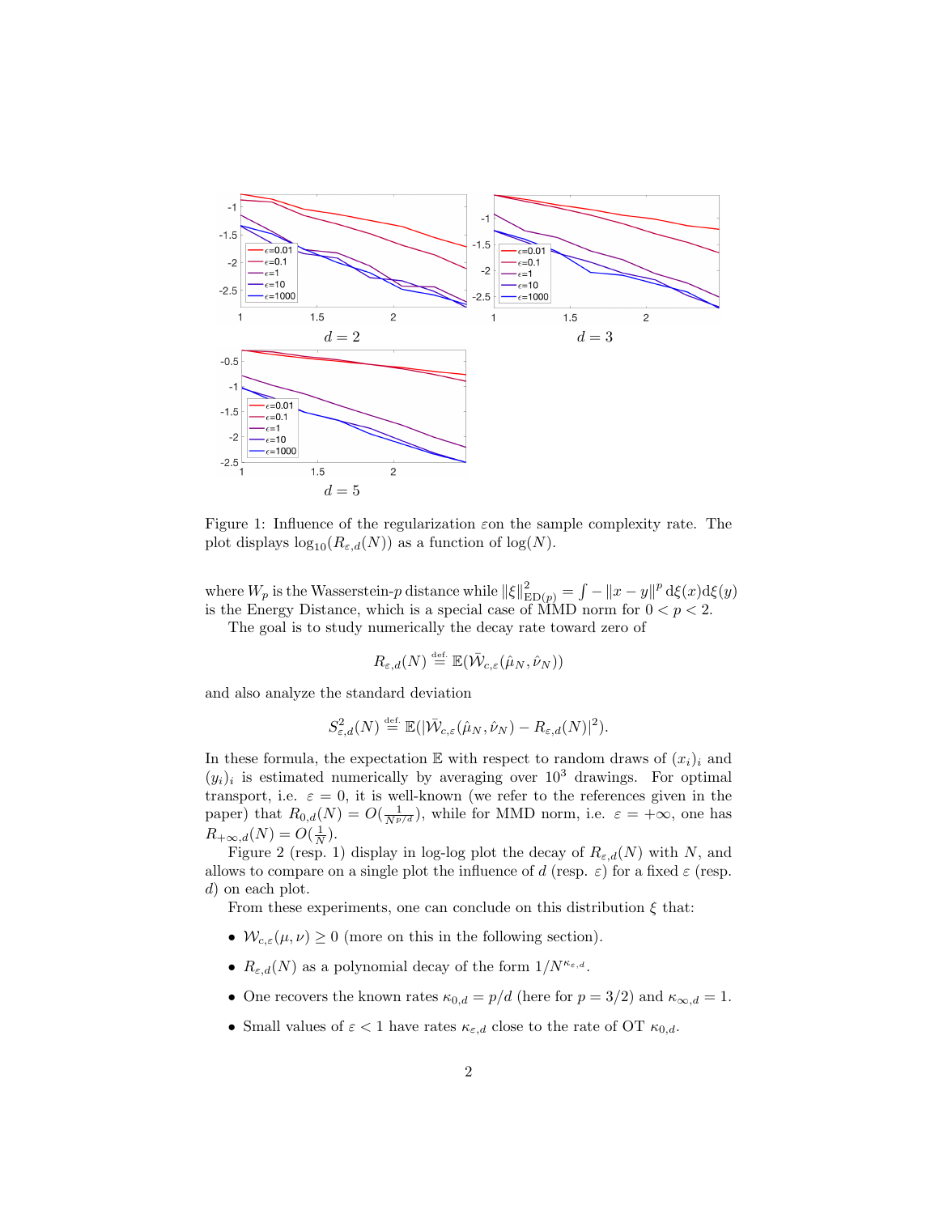Figure 1: Influence of the regularization $\varepsilon$on the sample complexity rate. The plot displays $\log_{10}(R_{\varepsilon,d}(N))$ as a function of $\log(N)$.

where $W_p$ is the Wasserstein-$p$ distance while $\|\xi\|^2_{\mathrm{ED}(p)} = \int -\|x-y\|^p \,\mathrm{d}\xi(x)\mathrm{d}\xi(y)$ is the Energy Distance, which is a special case of MMD norm for $0 < p < 2$.

The goal is to study numerically the decay rate toward zero of

$$R_{\varepsilon,d}(N) \stackrel{\text{def.}}{=} \mathbb{E}(\bar{\mathcal{W}}_{c,\varepsilon}(\hat{\mu}_N, \hat{\nu}_N))$$

and also analyze the standard deviation

$$S^2_{\varepsilon,d}(N) \stackrel{\text{def.}}{=} \mathbb{E}(|\bar{\mathcal{W}}_{c,\varepsilon}(\hat{\mu}_N, \hat{\nu}_N) - R_{\varepsilon,d}(N)|^2).$$

In these formula, the expectation $\mathbb{E}$ with respect to random draws of $(x_i)_i$ and $(y_i)_i$ is estimated numerically by averaging over $10^3$ drawings. For optimal transport, i.e. $\varepsilon = 0$, it is well-known (we refer to the references given in the paper) that $R_{0,d}(N) = O(\frac{1}{N^{p/d}})$, while for MMD norm, i.e. $\varepsilon = +\infty$, one has $R_{+\infty,d}(N) = O(\frac{1}{N})$.

Figure 2 (resp. 1) display in log-log plot the decay of $R_{\varepsilon,d}(N)$ with $N$, and allows to compare on a single plot the influence of $d$ (resp. $\varepsilon$) for a fixed $\varepsilon$ (resp. $d$) on each plot.

From these experiments, one can conclude on this distribution $\xi$ that:

- $\mathcal{W}_{c,\varepsilon}(\mu, \nu) \geq 0$ (more on this in the following section).
- $R_{\varepsilon,d}(N)$ as a polynomial decay of the form $1/N^{\kappa_{\varepsilon,d}}$.
- One recovers the known rates $\kappa_{0,d} = p/d$ (here for $p = 3/2$) and $\kappa_{\infty,d} = 1$.
- Small values of $\varepsilon < 1$ have rates $\kappa_{\varepsilon,d}$ close to the rate of OT $\kappa_{0,d}$.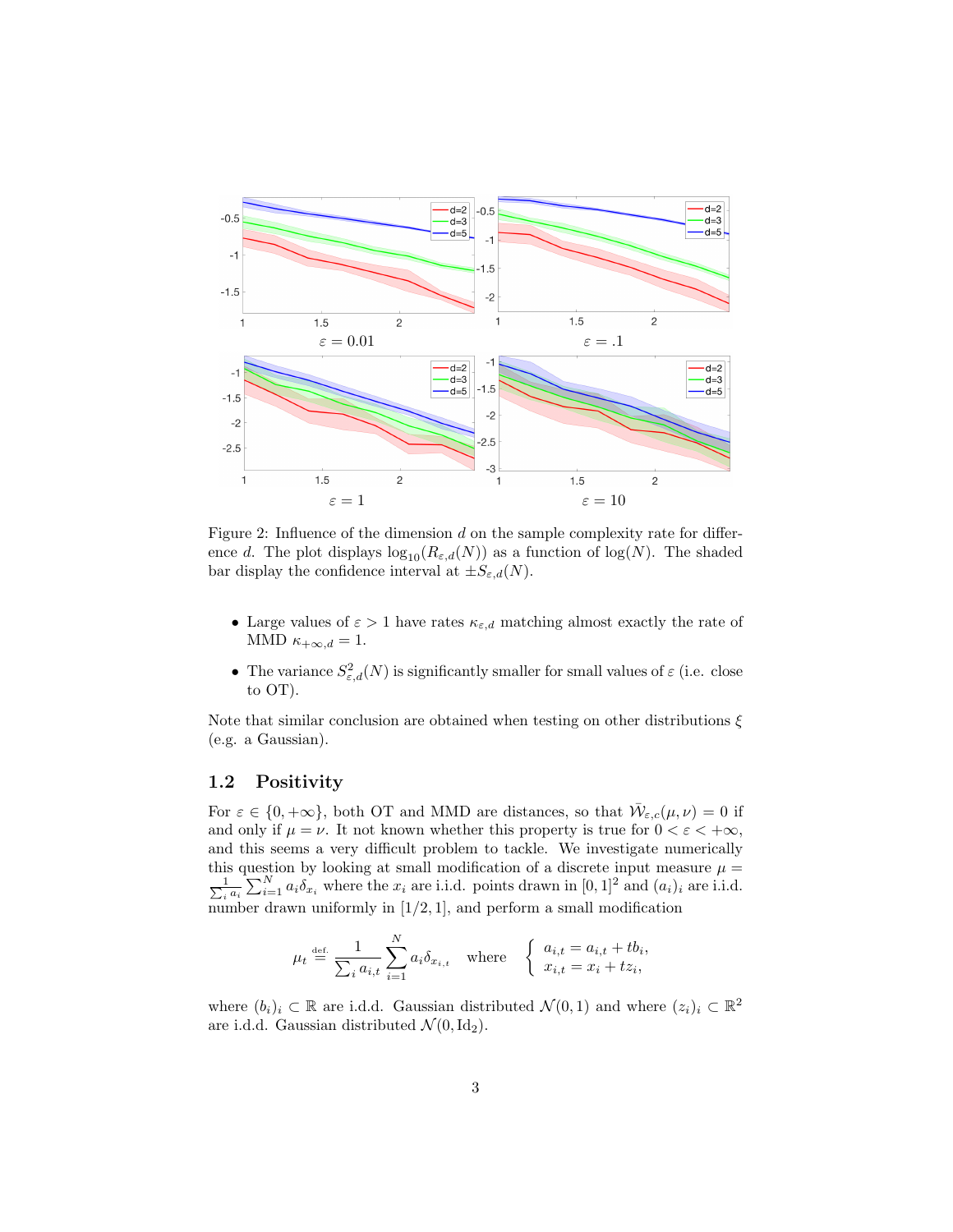Figure 2: Influence of the dimension $d$ on the sample complexity rate for difference $d$. The plot displays $\log_{10}(R_{\varepsilon,d}(N))$ as a function of $\log(N)$. The shaded bar display the confidence interval at $\pm S_{\varepsilon,d}(N)$.

- Large values of $\varepsilon > 1$ have rates $\kappa_{\varepsilon,d}$ matching almost exactly the rate of MMD $\kappa_{+\infty,d} = 1$.
- The variance $S^2_{\varepsilon,d}(N)$ is significantly smaller for small values of $\varepsilon$ (i.e. close to OT).

Note that similar conclusion are obtained when testing on other distributions $\xi$ (e.g. a Gaussian).

## 1.2 Positivity

For $\varepsilon \in \{0, +\infty\}$, both OT and MMD are distances, so that $\bar{\mathcal{W}}_{\varepsilon,c}(\mu,\nu) = 0$ if and only if $\mu = \nu$. It not known whether this property is true for $0 < \varepsilon < +\infty$, and this seems a very difficult problem to tackle. We investigate numerically this question by looking at small modification of a discrete input measure $\mu = \frac{1}{\sum_i a_i} \sum_{i=1}^N a_i \delta_{x_i}$ where the $x_i$ are i.i.d. points drawn in $[0,1]^2$ and $(a_i)_i$ are i.i.d. number drawn uniformly in $[1/2, 1]$, and perform a small modification

$$\mu_t \overset{\text{def.}}{=} \frac{1}{\sum_i a_{i,t}} \sum_{i=1}^N a_i \delta_{x_{i,t}} \quad \text{where} \quad \left\{ \begin{array}{l} a_{i,t} = a_{i,t} + t b_i, \\ x_{i,t} = x_i + t z_i, \end{array} \right.$$

where $(b_i)_i \subset \mathbb{R}$ are i.d.d. Gaussian distributed $\mathcal{N}(0,1)$ and where $(z_i)_i \subset \mathbb{R}^2$ are i.d.d. Gaussian distributed $\mathcal{N}(0, \mathrm{Id}_2)$.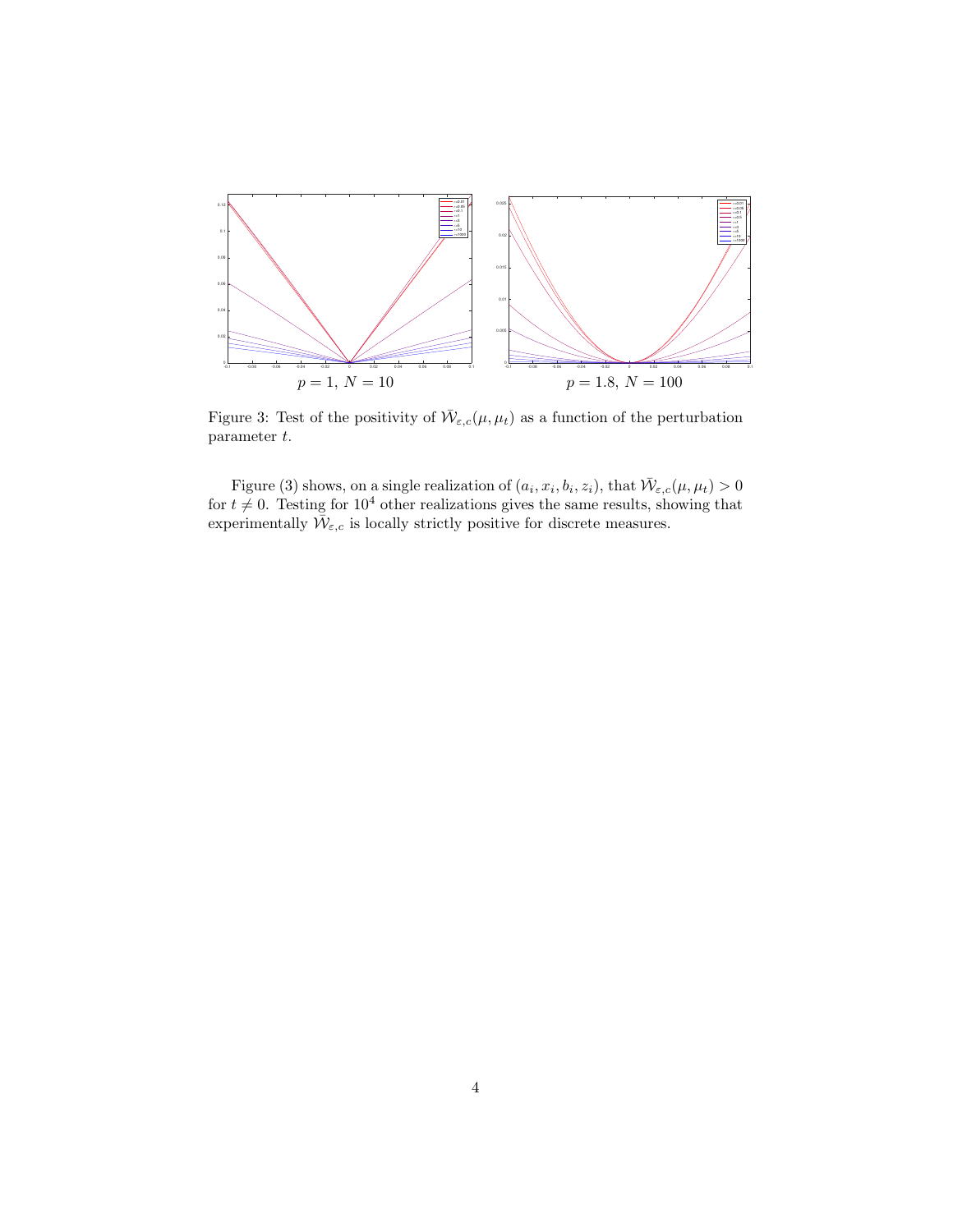$p = 1,\ N = 10$

$p = 1.8,\ N = 100$

Figure 3: Test of the positivity of $\bar{\mathcal{W}}_{\varepsilon,c}(\mu, \mu_t)$ as a function of the perturbation parameter $t$.

Figure (3) shows, on a single realization of $(a_i, x_i, b_i, z_i)$, that $\bar{\mathcal{W}}_{\varepsilon,c}(\mu, \mu_t) > 0$ for $t \neq 0$. Testing for $10^4$ other realizations gives the same results, showing that experimentally $\bar{\mathcal{W}}_{\varepsilon,c}$ is locally strictly positive for discrete measures.